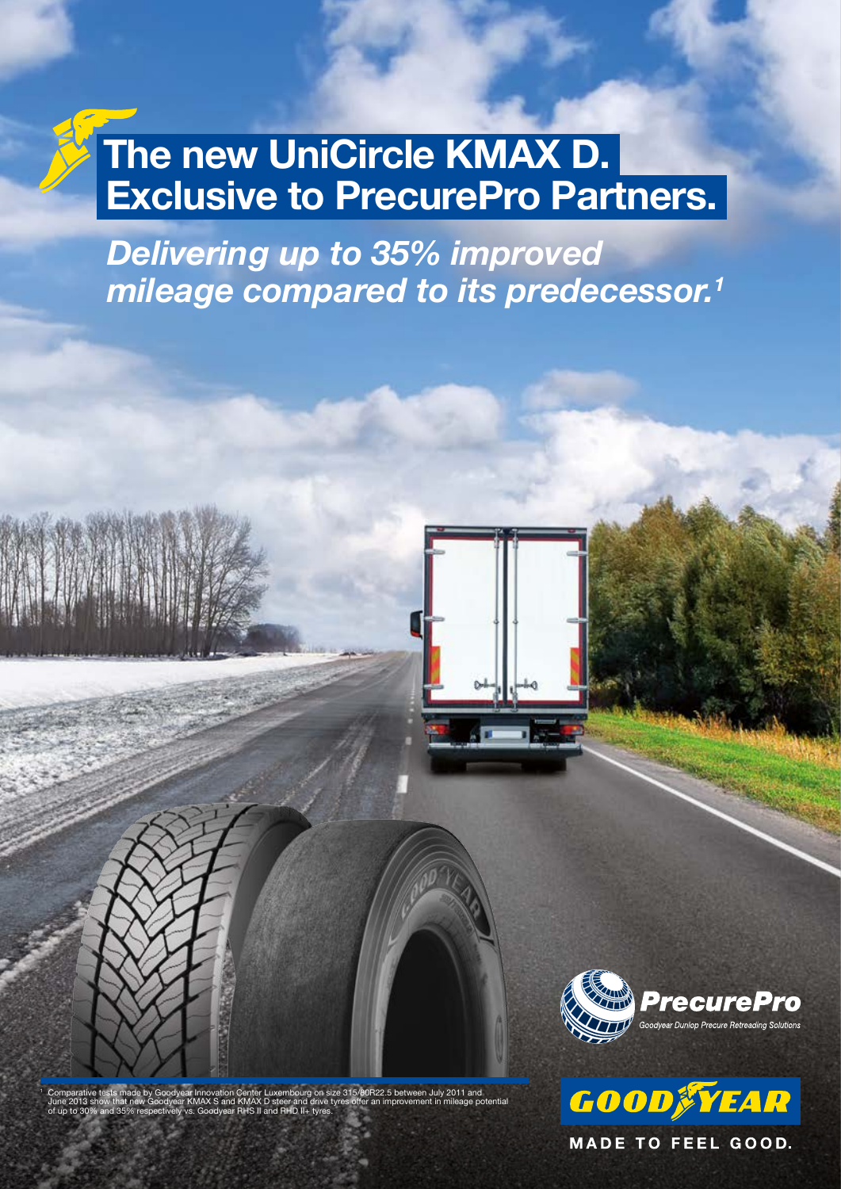# The new UniCircle KMAX D. Exclusive to PrecurePro Partners.

***Delivering up to 35% improved mileage compared to its predecessor.[1]***

PrecurePro

*Goodyear Dunlop Precure Retreading Solutions*

GOODYEAR

MADE TO FEEL GOOD.

[1] Comparative tests made by Goodyear Innovation Center Luxembourg on size 315/80R22.5 between July 2011 and June 2013 show that new Goodyear KMAX S and KMAX D steer and drive tyres offer an improvement in mileage potential of up to 30% and 35% respectively vs. Goodyear RHS II and RHD II+ tyres.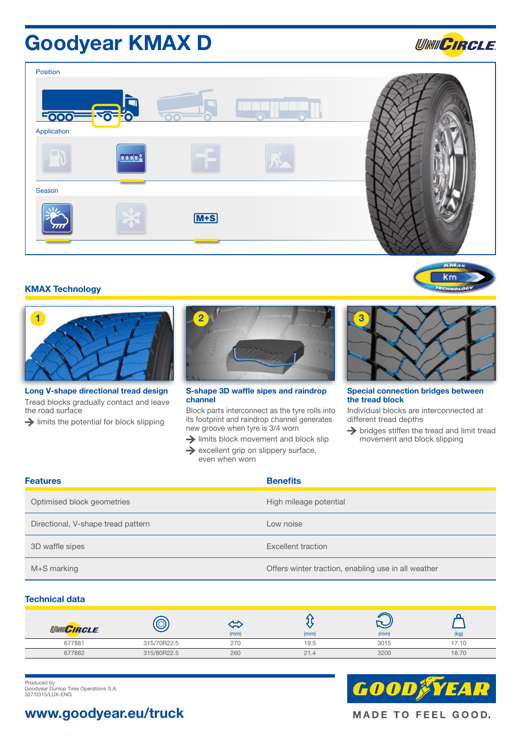# Goodyear KMAX D

Position

Application

Season

M+S

## KMAX Technology

**1 Long V-shape directional tread design**

Tread blocks gradually contact and leave the road surface

→ limits the potential for block slipping

**2 S-shape 3D waffle sipes and raindrop channel**

Block parts interconnect as the tyre rolls into its footprint and raindrop channel generates new groove when tyre is 3/4 worn

→ limits block movement and block slip

→ excellent grip on slippery surface, even when worn

**3 Special connection bridges between the tread block**

Individual blocks are interconnected at different tread depths

→ bridges stiffen the tread and limit tread movement and block slipping

| Features | Benefits |
|---|---|
| Optimised block geometries | High mileage potential |
| Directional, V-shape tread pattern | Low noise |
| 3D waffle sipes | Excellent traction |
| M+S marking | Offers winter traction, enabling use in all weather |

## Technical data

| UNICIRCLE | | (mm) | (mm) | (mm) | (kg) |
|---|---|---|---|---|---|
| 677881 | 315/70R22.5 | 270 | 19.5 | 3015 | 17.10 |
| 677882 | 315/80R22.5 | 260 | 21.4 | 3200 | 18.70 |

Produced by
Goodyear Dunlop Tires Operations S.A.
327/0315/LUX-ENG

**www.goodyear.eu/truck**

GOODYEAR

MADE TO FEEL GOOD.